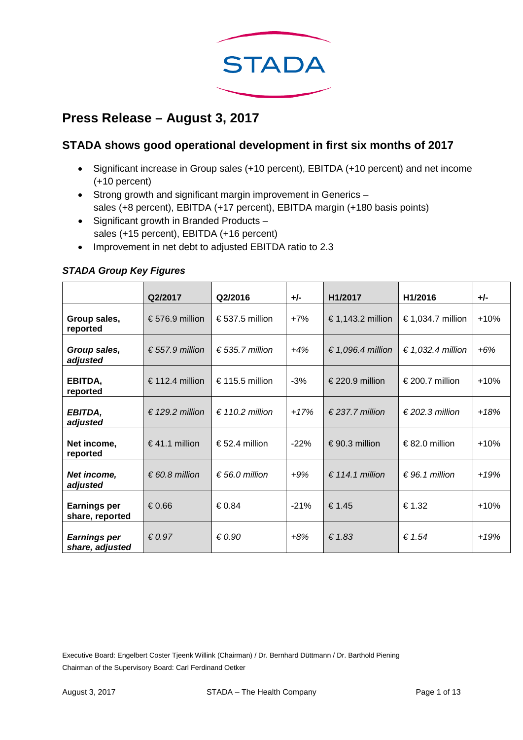STADA

# Press Release – August 3, 2017

## STADA shows good operational development in first six months of 2017

- Significant increase in Group sales (+10 percent), EBITDA (+10 percent) and net income (+10 percent)
- Strong growth and significant margin improvement in Generics – sales (+8 percent), EBITDA (+17 percent), EBITDA margin (+180 basis points)
- Significant growth in Branded Products – sales (+15 percent), EBITDA (+16 percent)
- Improvement in net debt to adjusted EBITDA ratio to 2.3

### *STADA Group Key Figures*

| | Q2/2017 | Q2/2016 | +/- | H1/2017 | H1/2016 | +/- |
|---|---|---|---|---|---|---|
| **Group sales, reported** | € 576.9 million | € 537.5 million | +7% | € 1,143.2 million | € 1,034.7 million | +10% |
| ***Group sales, adjusted*** | *€ 557.9 million* | *€ 535.7 million* | *+4%* | *€ 1,096.4 million* | *€ 1,032.4 million* | *+6%* |
| **EBITDA, reported** | € 112.4 million | € 115.5 million | -3% | € 220.9 million | € 200.7 million | +10% |
| ***EBITDA, adjusted*** | *€ 129.2 million* | *€ 110.2 million* | *+17%* | *€ 237.7 million* | *€ 202.3 million* | *+18%* |
| **Net income, reported** | € 41.1 million | € 52.4 million | -22% | € 90.3 million | € 82.0 million | +10% |
| ***Net income, adjusted*** | *€ 60.8 million* | *€ 56.0 million* | *+9%* | *€ 114.1 million* | *€ 96.1 million* | *+19%* |
| **Earnings per share, reported** | € 0.66 | € 0.84 | -21% | € 1.45 | € 1.32 | +10% |
| ***Earnings per share, adjusted*** | *€ 0.97* | *€ 0.90* | *+8%* | *€ 1.83* | *€ 1.54* | *+19%* |

Executive Board: Engelbert Coster Tjeenk Willink (Chairman) / Dr. Bernhard Düttmann / Dr. Barthold Piening
Chairman of the Supervisory Board: Carl Ferdinand Oetker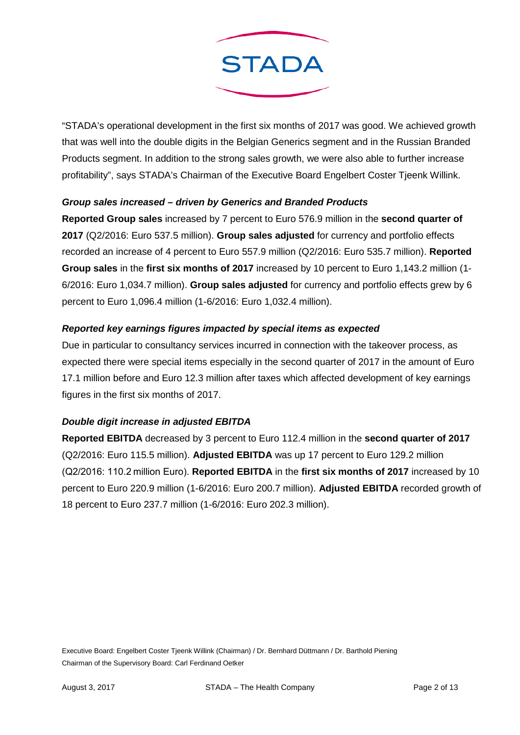"STADA's operational development in the first six months of 2017 was good. We achieved growth that was well into the double digits in the Belgian Generics segment and in the Russian Branded Products segment. In addition to the strong sales growth, we were also able to further increase profitability", says STADA's Chairman of the Executive Board Engelbert Coster Tjeenk Willink.

### *Group sales increased – driven by Generics and Branded Products*

**Reported Group sales** increased by 7 percent to Euro 576.9 million in the **second quarter of 2017** (Q2/2016: Euro 537.5 million). **Group sales adjusted** for currency and portfolio effects recorded an increase of 4 percent to Euro 557.9 million (Q2/2016: Euro 535.7 million). **Reported Group sales** in the **first six months of 2017** increased by 10 percent to Euro 1,143.2 million (1-6/2016: Euro 1,034.7 million). **Group sales adjusted** for currency and portfolio effects grew by 6 percent to Euro 1,096.4 million (1-6/2016: Euro 1,032.4 million).

### *Reported key earnings figures impacted by special items as expected*

Due in particular to consultancy services incurred in connection with the takeover process, as expected there were special items especially in the second quarter of 2017 in the amount of Euro 17.1 million before and Euro 12.3 million after taxes which affected development of key earnings figures in the first six months of 2017.

### *Double digit increase in adjusted EBITDA*

**Reported EBITDA** decreased by 3 percent to Euro 112.4 million in the **second quarter of 2017** (Q2/2016: Euro 115.5 million). **Adjusted EBITDA** was up 17 percent to Euro 129.2 million (Q2/2016: 110.2 million Euro). **Reported EBITDA** in the **first six months of 2017** increased by 10 percent to Euro 220.9 million (1-6/2016: Euro 200.7 million). **Adjusted EBITDA** recorded growth of 18 percent to Euro 237.7 million (1-6/2016: Euro 202.3 million).

Executive Board: Engelbert Coster Tjeenk Willink (Chairman) / Dr. Bernhard Düttmann / Dr. Barthold Piening
Chairman of the Supervisory Board: Carl Ferdinand Oetker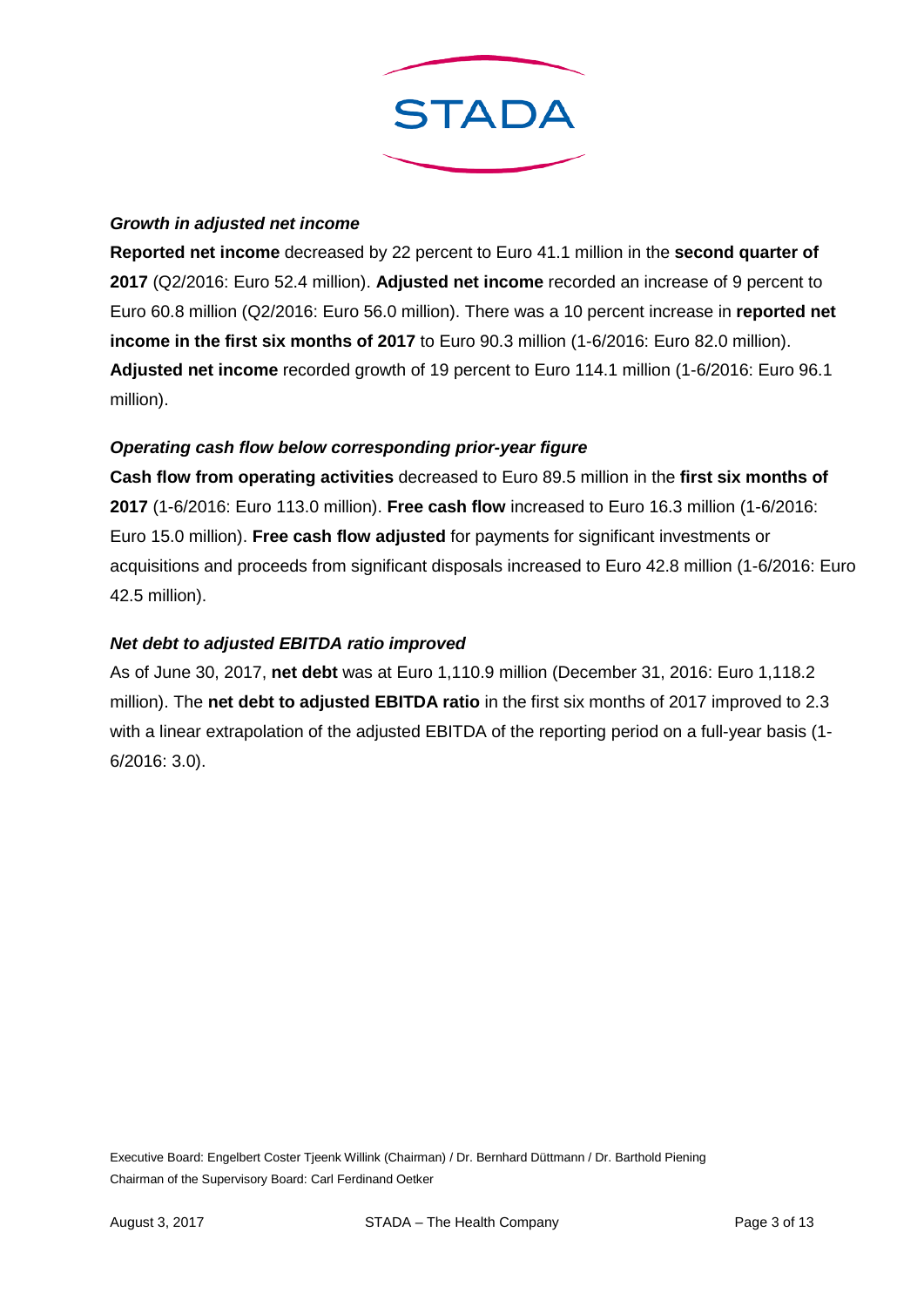### *Growth in adjusted net income*

**Reported net income** decreased by 22 percent to Euro 41.1 million in the **second quarter of 2017** (Q2/2016: Euro 52.4 million). **Adjusted net income** recorded an increase of 9 percent to Euro 60.8 million (Q2/2016: Euro 56.0 million). There was a 10 percent increase in **reported net income in the first six months of 2017** to Euro 90.3 million (1-6/2016: Euro 82.0 million). **Adjusted net income** recorded growth of 19 percent to Euro 114.1 million (1-6/2016: Euro 96.1 million).

### *Operating cash flow below corresponding prior-year figure*

**Cash flow from operating activities** decreased to Euro 89.5 million in the **first six months of 2017** (1-6/2016: Euro 113.0 million). **Free cash flow** increased to Euro 16.3 million (1-6/2016: Euro 15.0 million). **Free cash flow adjusted** for payments for significant investments or acquisitions and proceeds from significant disposals increased to Euro 42.8 million (1-6/2016: Euro 42.5 million).

### *Net debt to adjusted EBITDA ratio improved*

As of June 30, 2017, **net debt** was at Euro 1,110.9 million (December 31, 2016: Euro 1,118.2 million). The **net debt to adjusted EBITDA ratio** in the first six months of 2017 improved to 2.3 with a linear extrapolation of the adjusted EBITDA of the reporting period on a full-year basis (1-6/2016: 3.0).

Executive Board: Engelbert Coster Tjeenk Willink (Chairman) / Dr. Bernhard Düttmann / Dr. Barthold Piening
Chairman of the Supervisory Board: Carl Ferdinand Oetker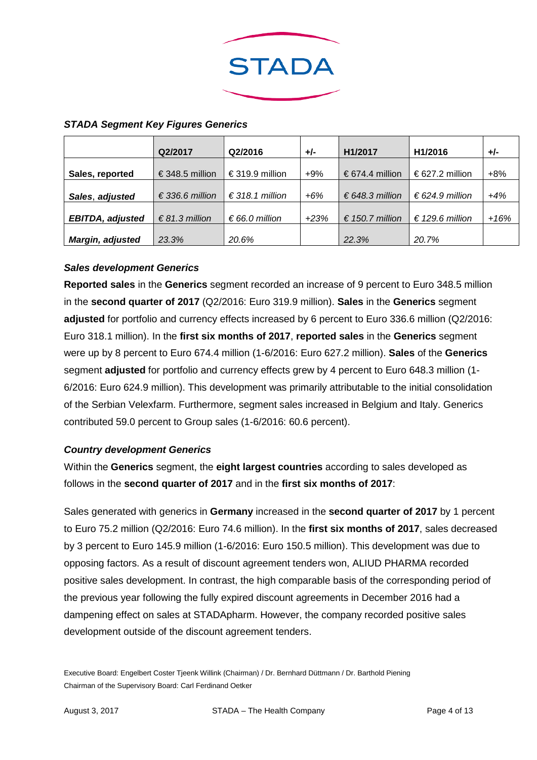*STADA Segment Key Figures Generics*

| | Q2/2017 | Q2/2016 | +/- | H1/2017 | H1/2016 | +/- |
|---|---|---|---|---|---|---|
| **Sales, reported** | € 348.5 million | € 319.9 million | +9% | € 674.4 million | € 627.2 million | +8% |
| ***Sales, adjusted*** | *€ 336.6 million* | *€ 318.1 million* | *+6%* | *€ 648.3 million* | *€ 624.9 million* | *+4%* |
| ***EBITDA, adjusted*** | *€ 81.3 million* | *€ 66.0 million* | *+23%* | *€ 150.7 million* | *€ 129.6 million* | *+16%* |
| ***Margin, adjusted*** | *23.3%* | *20.6%* | | *22.3%* | *20.7%* | |

***Sales development Generics***

**Reported sales** in the **Generics** segment recorded an increase of 9 percent to Euro 348.5 million in the **second quarter of 2017** (Q2/2016: Euro 319.9 million). **Sales** in the **Generics** segment **adjusted** for portfolio and currency effects increased by 6 percent to Euro 336.6 million (Q2/2016: Euro 318.1 million). In the **first six months of 2017**, **reported sales** in the **Generics** segment were up by 8 percent to Euro 674.4 million (1-6/2016: Euro 627.2 million). **Sales** of the **Generics** segment **adjusted** for portfolio and currency effects grew by 4 percent to Euro 648.3 million (1-6/2016: Euro 624.9 million). This development was primarily attributable to the initial consolidation of the Serbian Velexfarm. Furthermore, segment sales increased in Belgium and Italy. Generics contributed 59.0 percent to Group sales (1-6/2016: 60.6 percent).

***Country development Generics***

Within the **Generics** segment, the **eight largest countries** according to sales developed as follows in the **second quarter of 2017** and in the **first six months of 2017**:

Sales generated with generics in **Germany** increased in the **second quarter of 2017** by 1 percent to Euro 75.2 million (Q2/2016: Euro 74.6 million). In the **first six months of 2017**, sales decreased by 3 percent to Euro 145.9 million (1-6/2016: Euro 150.5 million). This development was due to opposing factors. As a result of discount agreement tenders won, ALIUD PHARMA recorded positive sales development. In contrast, the high comparable basis of the corresponding period of the previous year following the fully expired discount agreements in December 2016 had a dampening effect on sales at STADApharm. However, the company recorded positive sales development outside of the discount agreement tenders.

Executive Board: Engelbert Coster Tjeenk Willink (Chairman) / Dr. Bernhard Düttmann / Dr. Barthold Piening
Chairman of the Supervisory Board: Carl Ferdinand Oetker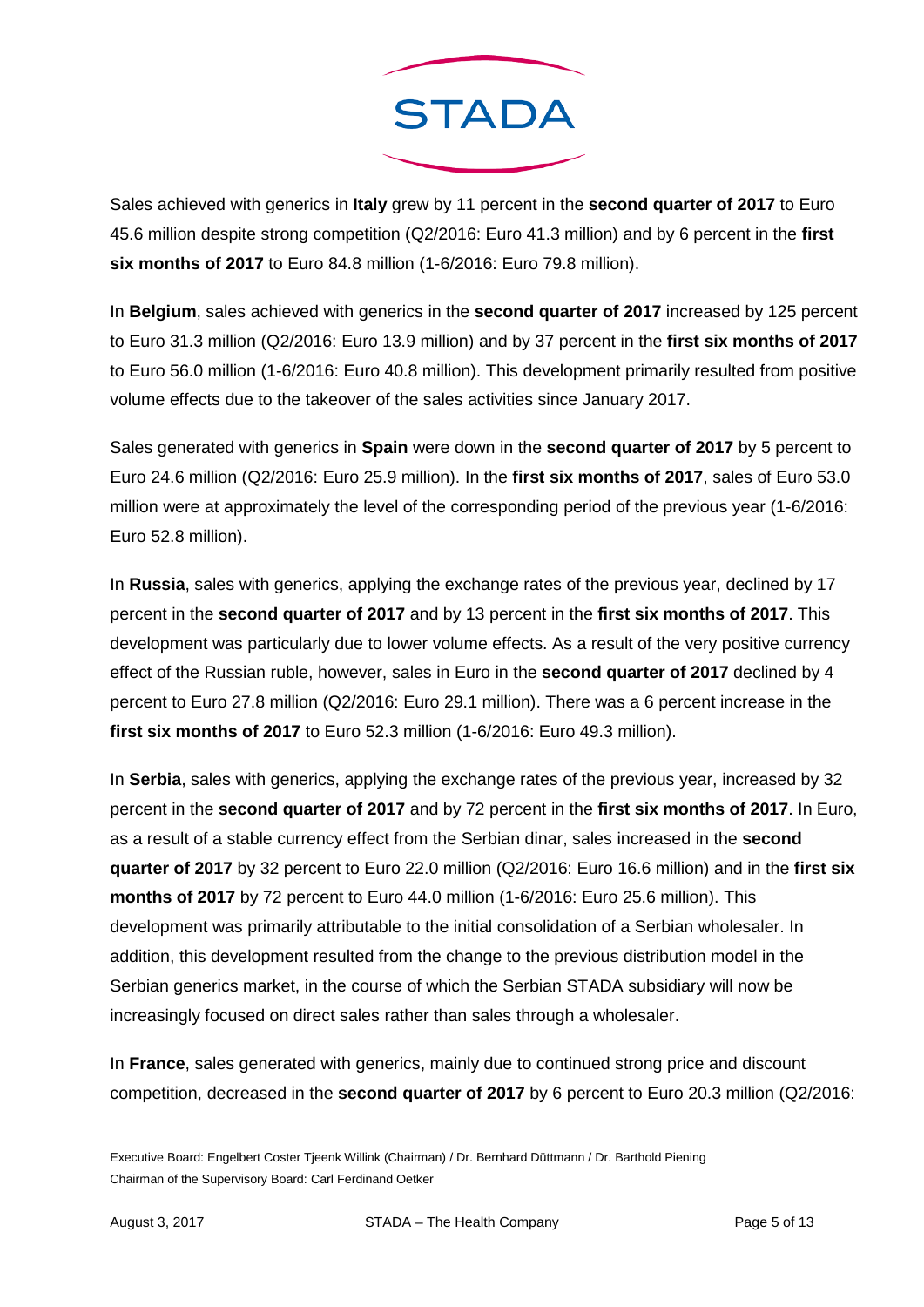Sales achieved with generics in **Italy** grew by 11 percent in the **second quarter of 2017** to Euro 45.6 million despite strong competition (Q2/2016: Euro 41.3 million) and by 6 percent in the **first six months of 2017** to Euro 84.8 million (1-6/2016: Euro 79.8 million).

In **Belgium**, sales achieved with generics in the **second quarter of 2017** increased by 125 percent to Euro 31.3 million (Q2/2016: Euro 13.9 million) and by 37 percent in the **first six months of 2017** to Euro 56.0 million (1-6/2016: Euro 40.8 million). This development primarily resulted from positive volume effects due to the takeover of the sales activities since January 2017.

Sales generated with generics in **Spain** were down in the **second quarter of 2017** by 5 percent to Euro 24.6 million (Q2/2016: Euro 25.9 million). In the **first six months of 2017**, sales of Euro 53.0 million were at approximately the level of the corresponding period of the previous year (1-6/2016: Euro 52.8 million).

In **Russia**, sales with generics, applying the exchange rates of the previous year, declined by 17 percent in the **second quarter of 2017** and by 13 percent in the **first six months of 2017**. This development was particularly due to lower volume effects. As a result of the very positive currency effect of the Russian ruble, however, sales in Euro in the **second quarter of 2017** declined by 4 percent to Euro 27.8 million (Q2/2016: Euro 29.1 million). There was a 6 percent increase in the **first six months of 2017** to Euro 52.3 million (1-6/2016: Euro 49.3 million).

In **Serbia**, sales with generics, applying the exchange rates of the previous year, increased by 32 percent in the **second quarter of 2017** and by 72 percent in the **first six months of 2017**. In Euro, as a result of a stable currency effect from the Serbian dinar, sales increased in the **second quarter of 2017** by 32 percent to Euro 22.0 million (Q2/2016: Euro 16.6 million) and in the **first six months of 2017** by 72 percent to Euro 44.0 million (1-6/2016: Euro 25.6 million). This development was primarily attributable to the initial consolidation of a Serbian wholesaler. In addition, this development resulted from the change to the previous distribution model in the Serbian generics market, in the course of which the Serbian STADA subsidiary will now be increasingly focused on direct sales rather than sales through a wholesaler.

In **France**, sales generated with generics, mainly due to continued strong price and discount competition, decreased in the **second quarter of 2017** by 6 percent to Euro 20.3 million (Q2/2016: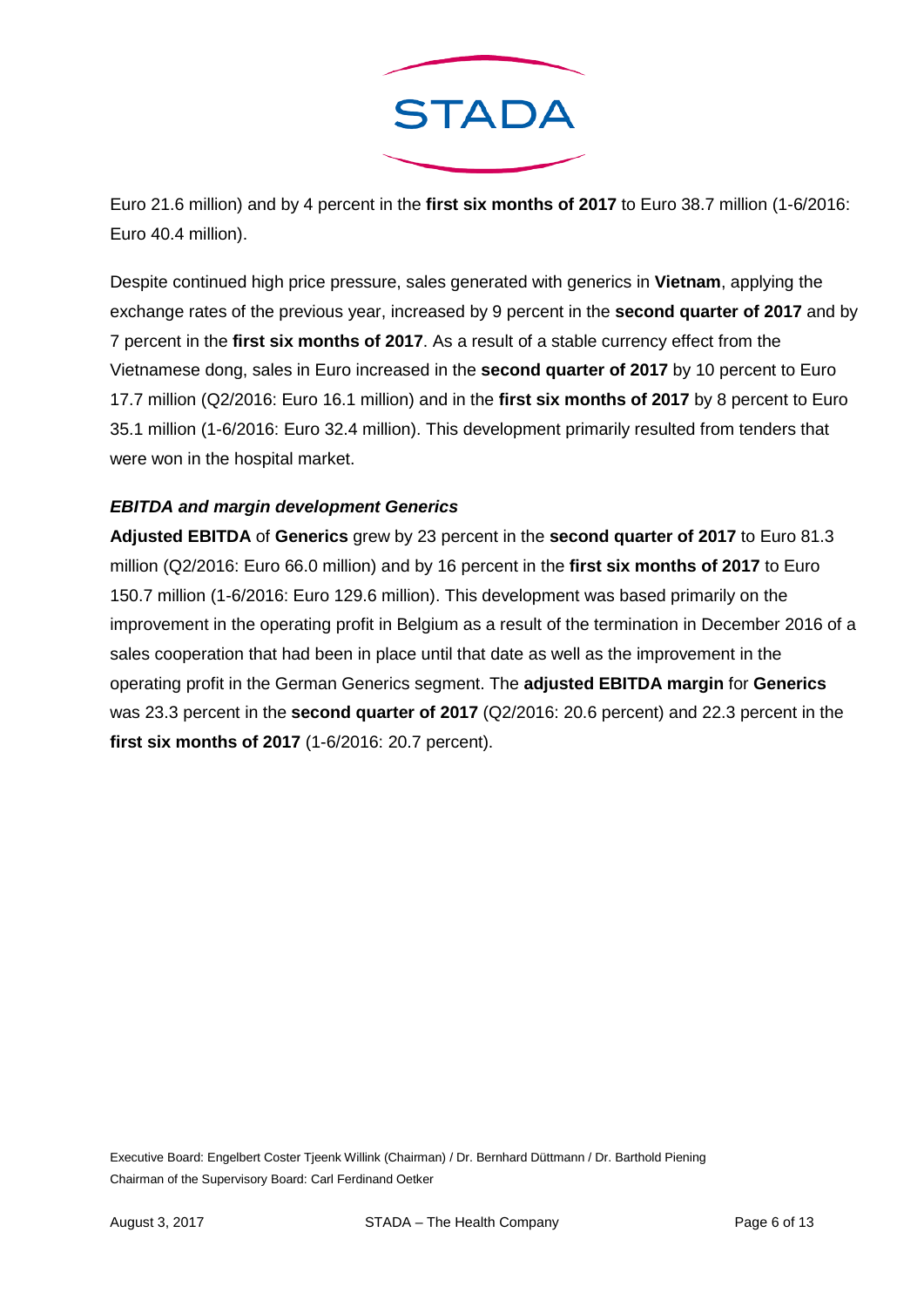Euro 21.6 million) and by 4 percent in the **first six months of 2017** to Euro 38.7 million (1-6/2016: Euro 40.4 million).

Despite continued high price pressure, sales generated with generics in **Vietnam**, applying the exchange rates of the previous year, increased by 9 percent in the **second quarter of 2017** and by 7 percent in the **first six months of 2017**. As a result of a stable currency effect from the Vietnamese dong, sales in Euro increased in the **second quarter of 2017** by 10 percent to Euro 17.7 million (Q2/2016: Euro 16.1 million) and in the **first six months of 2017** by 8 percent to Euro 35.1 million (1-6/2016: Euro 32.4 million). This development primarily resulted from tenders that were won in the hospital market.

***EBITDA and margin development Generics***

**Adjusted EBITDA** of **Generics** grew by 23 percent in the **second quarter of 2017** to Euro 81.3 million (Q2/2016: Euro 66.0 million) and by 16 percent in the **first six months of 2017** to Euro 150.7 million (1-6/2016: Euro 129.6 million). This development was based primarily on the improvement in the operating profit in Belgium as a result of the termination in December 2016 of a sales cooperation that had been in place until that date as well as the improvement in the operating profit in the German Generics segment. The **adjusted EBITDA margin** for **Generics** was 23.3 percent in the **second quarter of 2017** (Q2/2016: 20.6 percent) and 22.3 percent in the **first six months of 2017** (1-6/2016: 20.7 percent).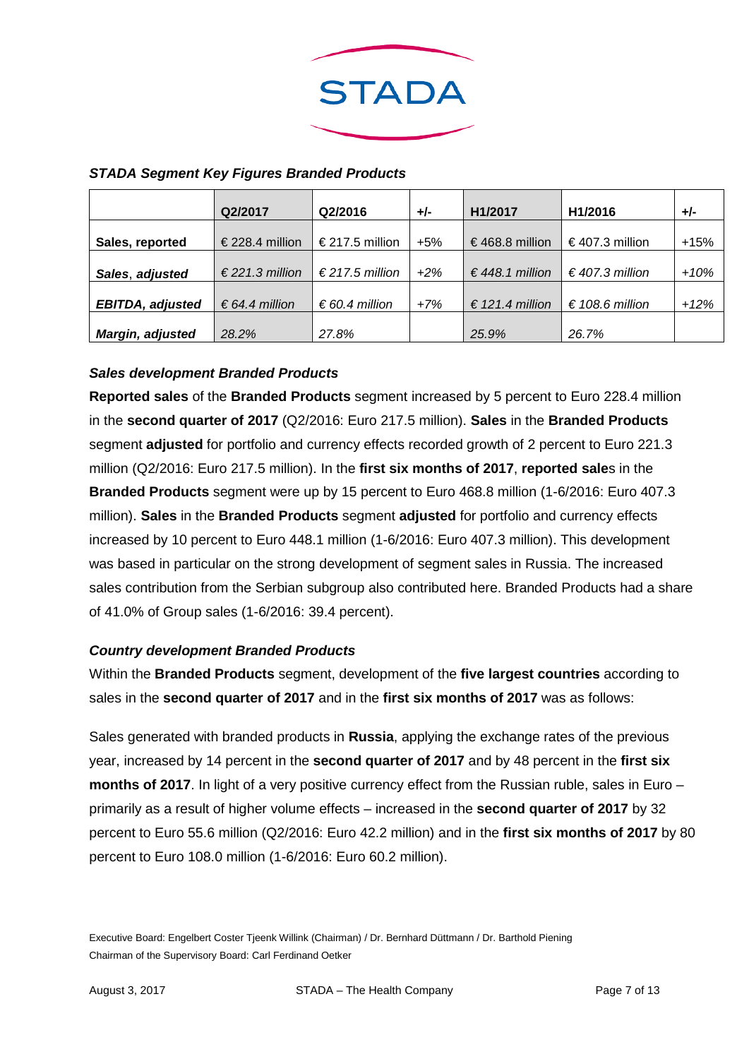***STADA Segment Key Figures Branded Products***

| | Q2/2017 | Q2/2016 | +/- | H1/2017 | H1/2016 | +/- |
|---|---|---|---|---|---|---|
| **Sales, reported** | € 228.4 million | € 217.5 million | +5% | € 468.8 million | € 407.3 million | +15% |
| ***Sales, adjusted*** | *€ 221.3 million* | *€ 217.5 million* | *+2%* | *€ 448.1 million* | *€ 407.3 million* | *+10%* |
| ***EBITDA, adjusted*** | *€ 64.4 million* | *€ 60.4 million* | *+7%* | *€ 121.4 million* | *€ 108.6 million* | *+12%* |
| ***Margin, adjusted*** | *28.2%* | *27.8%* | | *25.9%* | *26.7%* | |

***Sales development Branded Products***

**Reported sales** of the **Branded Products** segment increased by 5 percent to Euro 228.4 million in the **second quarter of 2017** (Q2/2016: Euro 217.5 million). **Sales** in the **Branded Products** segment **adjusted** for portfolio and currency effects recorded growth of 2 percent to Euro 221.3 million (Q2/2016: Euro 217.5 million). In the **first six months of 2017**, **reported sale**s in the **Branded Products** segment were up by 15 percent to Euro 468.8 million (1-6/2016: Euro 407.3 million). **Sales** in the **Branded Products** segment **adjusted** for portfolio and currency effects increased by 10 percent to Euro 448.1 million (1-6/2016: Euro 407.3 million). This development was based in particular on the strong development of segment sales in Russia. The increased sales contribution from the Serbian subgroup also contributed here. Branded Products had a share of 41.0% of Group sales (1-6/2016: 39.4 percent).

***Country development Branded Products***

Within the **Branded Products** segment, development of the **five largest countries** according to sales in the **second quarter of 2017** and in the **first six months of 2017** was as follows:

Sales generated with branded products in **Russia**, applying the exchange rates of the previous year, increased by 14 percent in the **second quarter of 2017** and by 48 percent in the **first six months of 2017**. In light of a very positive currency effect from the Russian ruble, sales in Euro – primarily as a result of higher volume effects – increased in the **second quarter of 2017** by 32 percent to Euro 55.6 million (Q2/2016: Euro 42.2 million) and in the **first six months of 2017** by 80 percent to Euro 108.0 million (1-6/2016: Euro 60.2 million).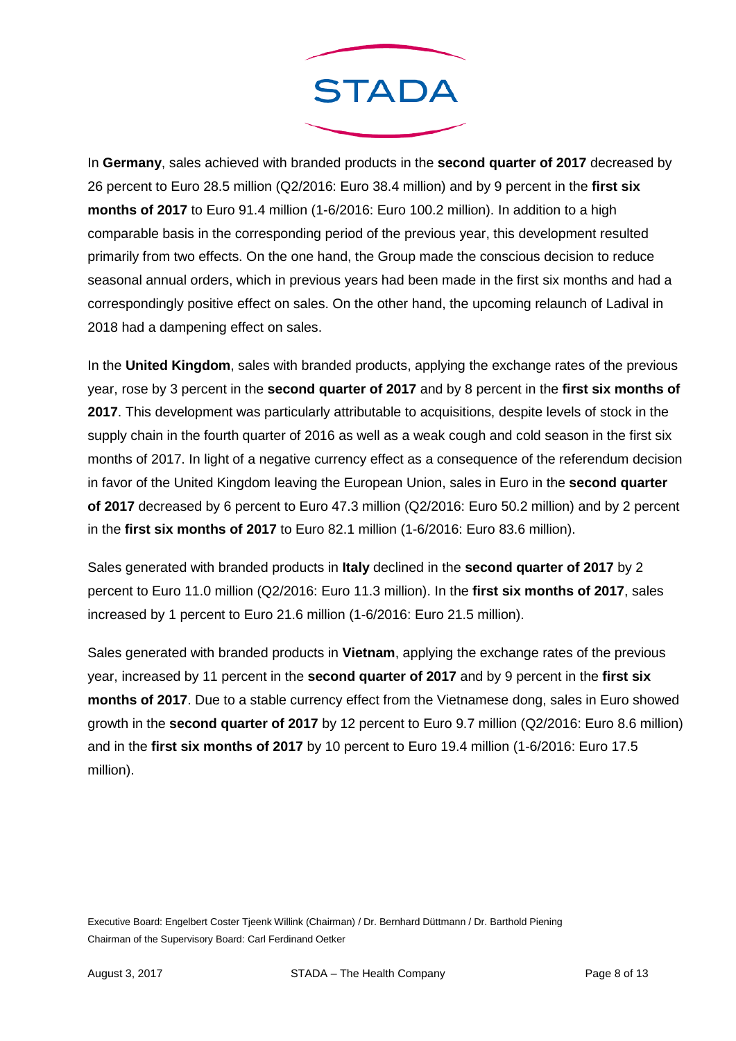In **Germany**, sales achieved with branded products in the **second quarter of 2017** decreased by 26 percent to Euro 28.5 million (Q2/2016: Euro 38.4 million) and by 9 percent in the **first six months of 2017** to Euro 91.4 million (1-6/2016: Euro 100.2 million). In addition to a high comparable basis in the corresponding period of the previous year, this development resulted primarily from two effects. On the one hand, the Group made the conscious decision to reduce seasonal annual orders, which in previous years had been made in the first six months and had a correspondingly positive effect on sales. On the other hand, the upcoming relaunch of Ladival in 2018 had a dampening effect on sales.

In the **United Kingdom**, sales with branded products, applying the exchange rates of the previous year, rose by 3 percent in the **second quarter of 2017** and by 8 percent in the **first six months of 2017**. This development was particularly attributable to acquisitions, despite levels of stock in the supply chain in the fourth quarter of 2016 as well as a weak cough and cold season in the first six months of 2017. In light of a negative currency effect as a consequence of the referendum decision in favor of the United Kingdom leaving the European Union, sales in Euro in the **second quarter of 2017** decreased by 6 percent to Euro 47.3 million (Q2/2016: Euro 50.2 million) and by 2 percent in the **first six months of 2017** to Euro 82.1 million (1-6/2016: Euro 83.6 million).

Sales generated with branded products in **Italy** declined in the **second quarter of 2017** by 2 percent to Euro 11.0 million (Q2/2016: Euro 11.3 million). In the **first six months of 2017**, sales increased by 1 percent to Euro 21.6 million (1-6/2016: Euro 21.5 million).

Sales generated with branded products in **Vietnam**, applying the exchange rates of the previous year, increased by 11 percent in the **second quarter of 2017** and by 9 percent in the **first six months of 2017**. Due to a stable currency effect from the Vietnamese dong, sales in Euro showed growth in the **second quarter of 2017** by 12 percent to Euro 9.7 million (Q2/2016: Euro 8.6 million) and in the **first six months of 2017** by 10 percent to Euro 19.4 million (1-6/2016: Euro 17.5 million).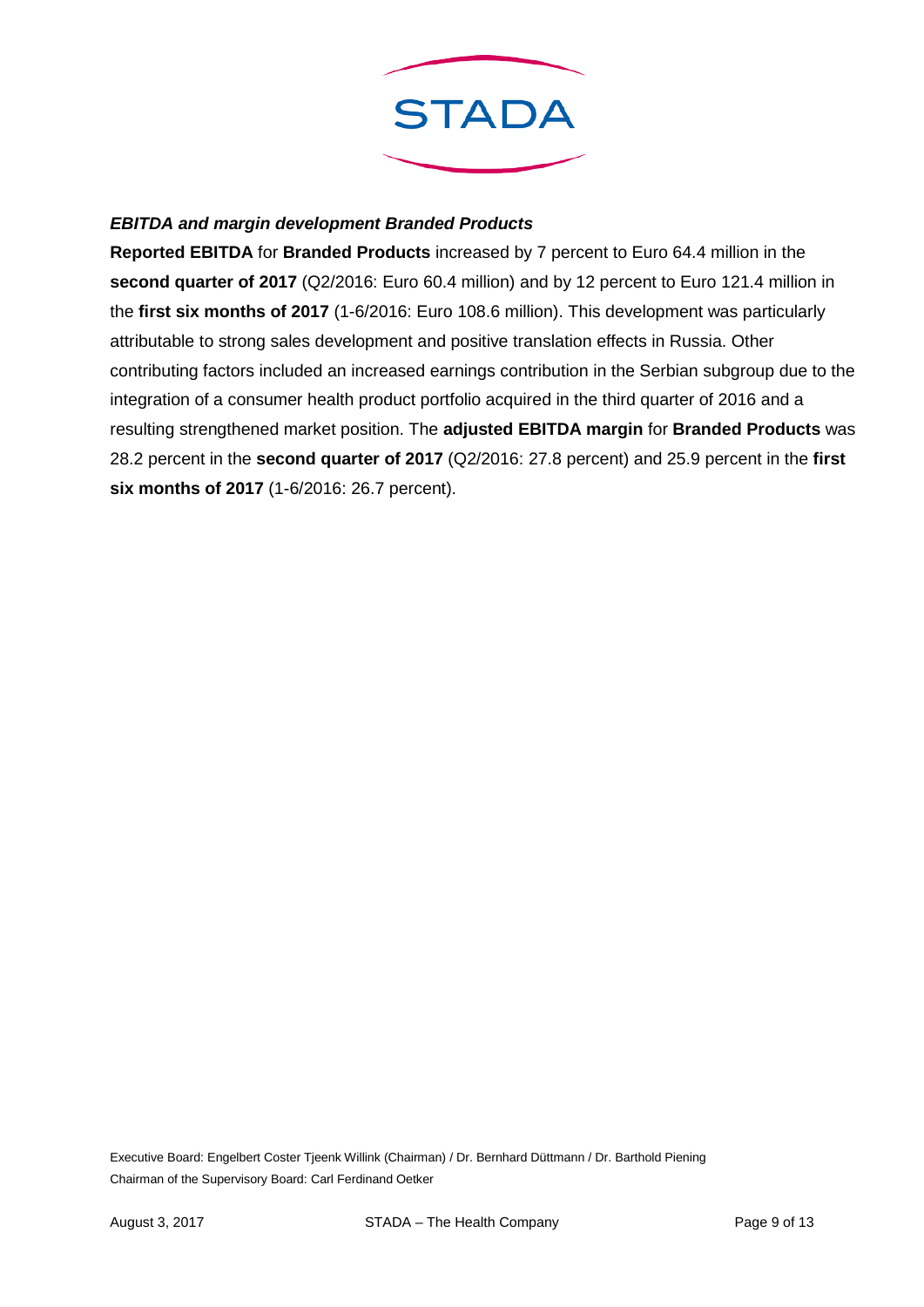### *EBITDA and margin development Branded Products*

**Reported EBITDA** for **Branded Products** increased by 7 percent to Euro 64.4 million in the **second quarter of 2017** (Q2/2016: Euro 60.4 million) and by 12 percent to Euro 121.4 million in the **first six months of 2017** (1-6/2016: Euro 108.6 million). This development was particularly attributable to strong sales development and positive translation effects in Russia. Other contributing factors included an increased earnings contribution in the Serbian subgroup due to the integration of a consumer health product portfolio acquired in the third quarter of 2016 and a resulting strengthened market position. The **adjusted EBITDA margin** for **Branded Products** was 28.2 percent in the **second quarter of 2017** (Q2/2016: 27.8 percent) and 25.9 percent in the **first six months of 2017** (1-6/2016: 26.7 percent).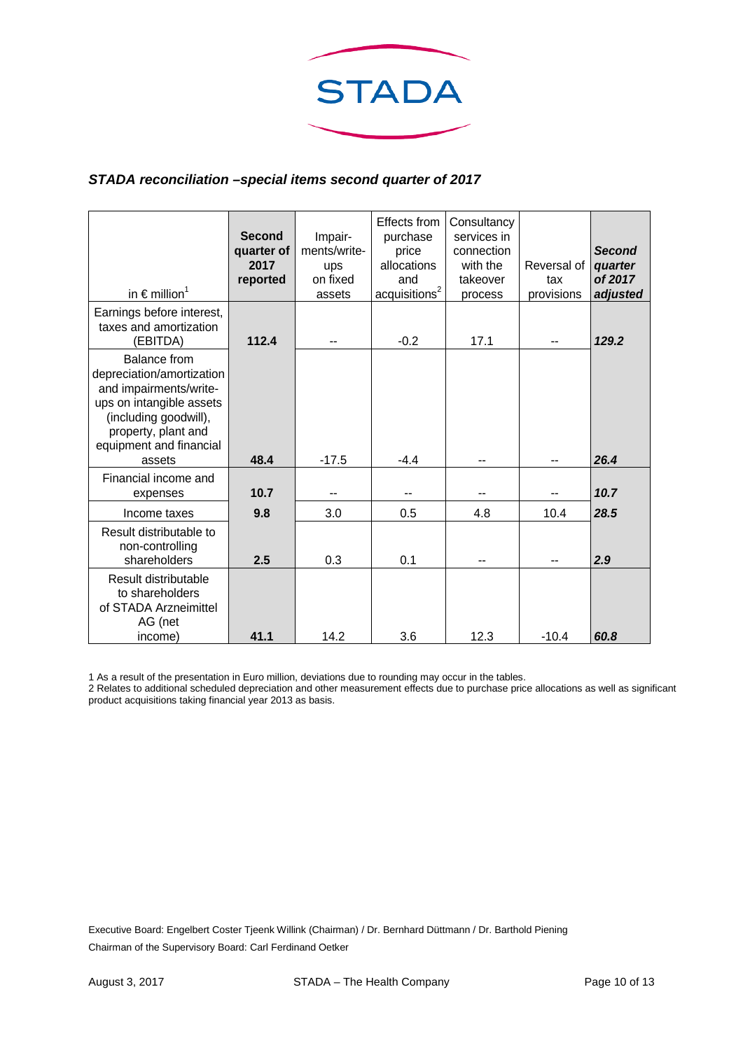## *STADA reconciliation –special items second quarter of 2017*

| in € million[1] | **Second quarter of 2017 reported** | Impair-ments/write-ups on fixed assets | Effects from purchase price allocations and acquisitions[2] | Consultancy services in connection with the takeover process | Reversal of tax provisions | ***Second quarter of 2017 adjusted*** |
|---|---|---|---|---|---|---|
| Earnings before interest, taxes and amortization (EBITDA) | **112.4** | -- | -0.2 | 17.1 | -- | ***129.2*** |
| Balance from depreciation/amortization and impairments/write-ups on intangible assets (including goodwill), property, plant and equipment and financial assets | **48.4** | -17.5 | -4.4 | -- | -- | ***26.4*** |
| Financial income and expenses | **10.7** | -- | -- | -- | -- | ***10.7*** |
| Income taxes | **9.8** | 3.0 | 0.5 | 4.8 | 10.4 | ***28.5*** |
| Result distributable to non-controlling shareholders | **2.5** | 0.3 | 0.1 | -- | -- | ***2.9*** |
| Result distributable to shareholders of STADA Arzneimittel AG (net income) | **41.1** | 14.2 | 3.6 | 12.3 | -10.4 | ***60.8*** |

1 As a result of the presentation in Euro million, deviations due to rounding may occur in the tables.
2 Relates to additional scheduled depreciation and other measurement effects due to purchase price allocations as well as significant product acquisitions taking financial year 2013 as basis.

Executive Board: Engelbert Coster Tjeenk Willink (Chairman) / Dr. Bernhard Düttmann / Dr. Barthold Piening
Chairman of the Supervisory Board: Carl Ferdinand Oetker

August 3, 2017 STADA – The Health Company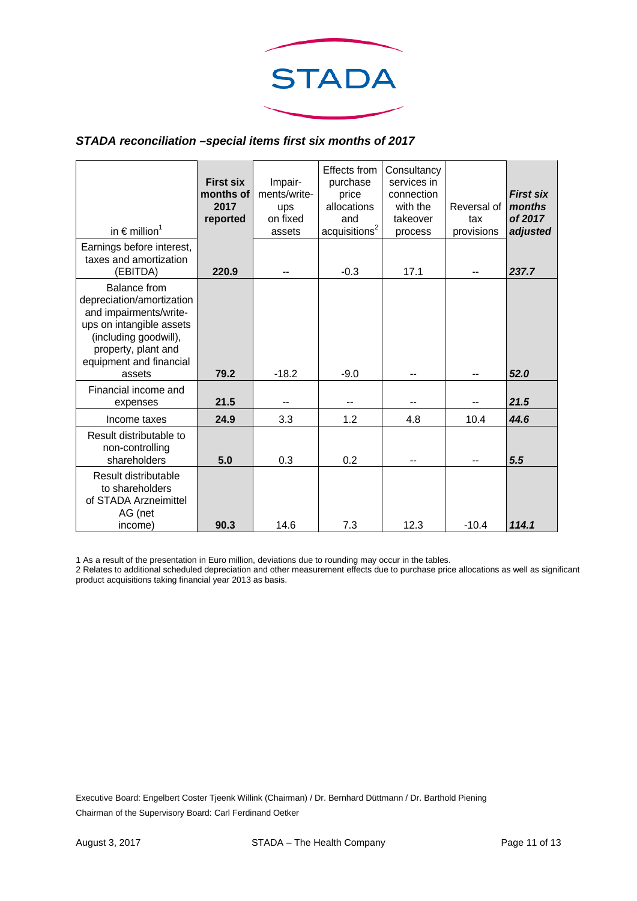## *STADA reconciliation –special items first six months of 2017*

| in € million[1] | **First six months of 2017 reported** | Impair-ments/write-ups on fixed assets | Effects from purchase price allocations and acquisitions[2] | Consultancy services in connection with the takeover process | Reversal of tax provisions | ***First six months of 2017 adjusted*** |
|---|---|---|---|---|---|---|
| Earnings before interest, taxes and amortization (EBITDA) | **220.9** | -- | -0.3 | 17.1 | -- | ***237.7*** |
| Balance from depreciation/amortization and impairments/write-ups on intangible assets (including goodwill), property, plant and equipment and financial assets | **79.2** | -18.2 | -9.0 | -- | -- | ***52.0*** |
| Financial income and expenses | **21.5** | -- | -- | -- | -- | ***21.5*** |
| Income taxes | **24.9** | 3.3 | 1.2 | 4.8 | 10.4 | ***44.6*** |
| Result distributable to non-controlling shareholders | **5.0** | 0.3 | 0.2 | -- | -- | ***5.5*** |
| Result distributable to shareholders of STADA Arzneimittel AG (net income) | **90.3** | 14.6 | 7.3 | 12.3 | -10.4 | ***114.1*** |

1 As a result of the presentation in Euro million, deviations due to rounding may occur in the tables.
2 Relates to additional scheduled depreciation and other measurement effects due to purchase price allocations as well as significant product acquisitions taking financial year 2013 as basis.

Executive Board: Engelbert Coster Tjeenk Willink (Chairman) / Dr. Bernhard Düttmann / Dr. Barthold Piening
Chairman of the Supervisory Board: Carl Ferdinand Oetker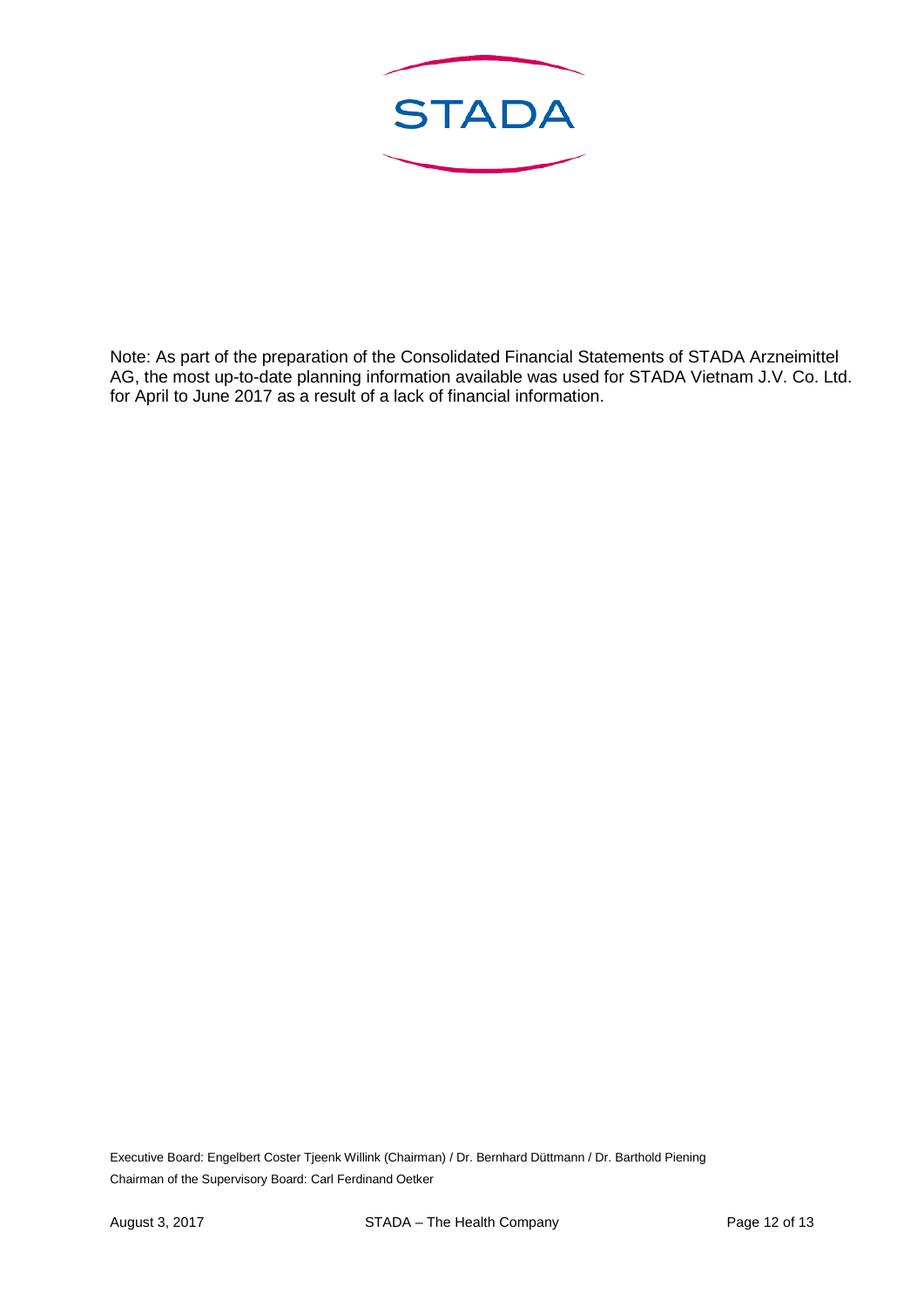Note: As part of the preparation of the Consolidated Financial Statements of STADA Arzneimittel AG, the most up-to-date planning information available was used for STADA Vietnam J.V. Co. Ltd. for April to June 2017 as a result of a lack of financial information.

Executive Board: Engelbert Coster Tjeenk Willink (Chairman) / Dr. Bernhard Düttmann / Dr. Barthold Piening
Chairman of the Supervisory Board: Carl Ferdinand Oetker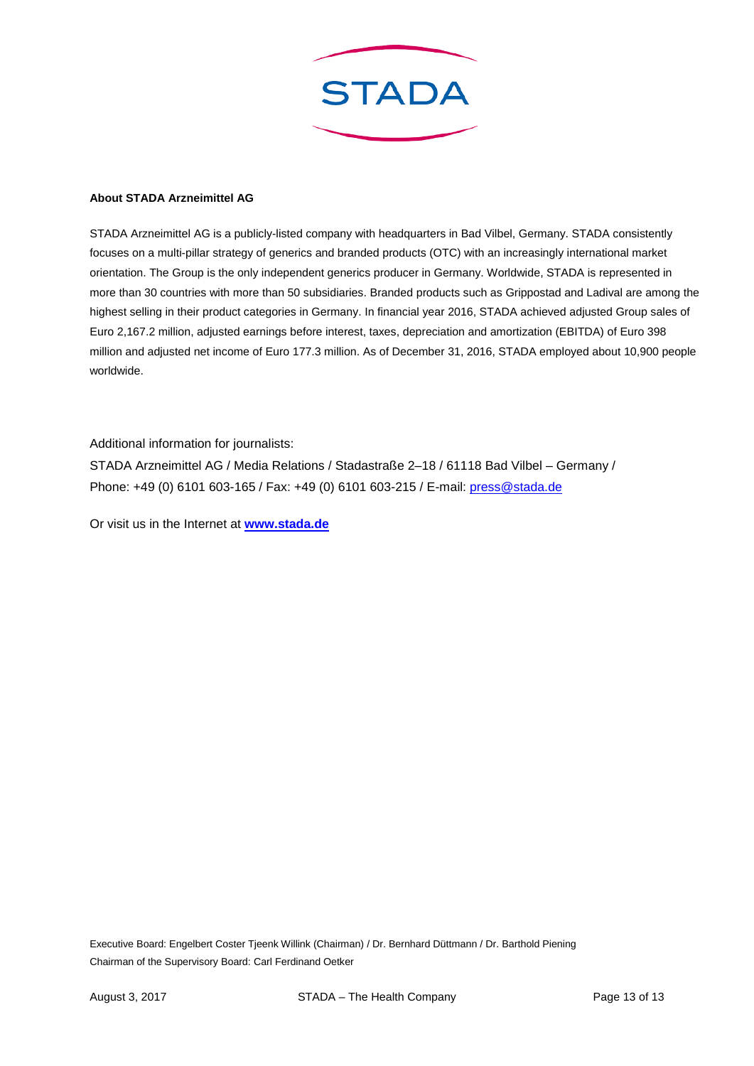**About STADA Arzneimittel AG**

STADA Arzneimittel AG is a publicly-listed company with headquarters in Bad Vilbel, Germany. STADA consistently focuses on a multi-pillar strategy of generics and branded products (OTC) with an increasingly international market orientation. The Group is the only independent generics producer in Germany. Worldwide, STADA is represented in more than 30 countries with more than 50 subsidiaries. Branded products such as Grippostad and Ladival are among the highest selling in their product categories in Germany. In financial year 2016, STADA achieved adjusted Group sales of Euro 2,167.2 million, adjusted earnings before interest, taxes, depreciation and amortization (EBITDA) of Euro 398 million and adjusted net income of Euro 177.3 million. As of December 31, 2016, STADA employed about 10,900 people worldwide.

Additional information for journalists:

STADA Arzneimittel AG / Media Relations / Stadastraße 2–18 / 61118 Bad Vilbel – Germany / Phone: +49 (0) 6101 603-165 / Fax: +49 (0) 6101 603-215 / E-mail: press@stada.de

Or visit us in the Internet at **www.stada.de**

Executive Board: Engelbert Coster Tjeenk Willink (Chairman) / Dr. Bernhard Düttmann / Dr. Barthold Piening
Chairman of the Supervisory Board: Carl Ferdinand Oetker